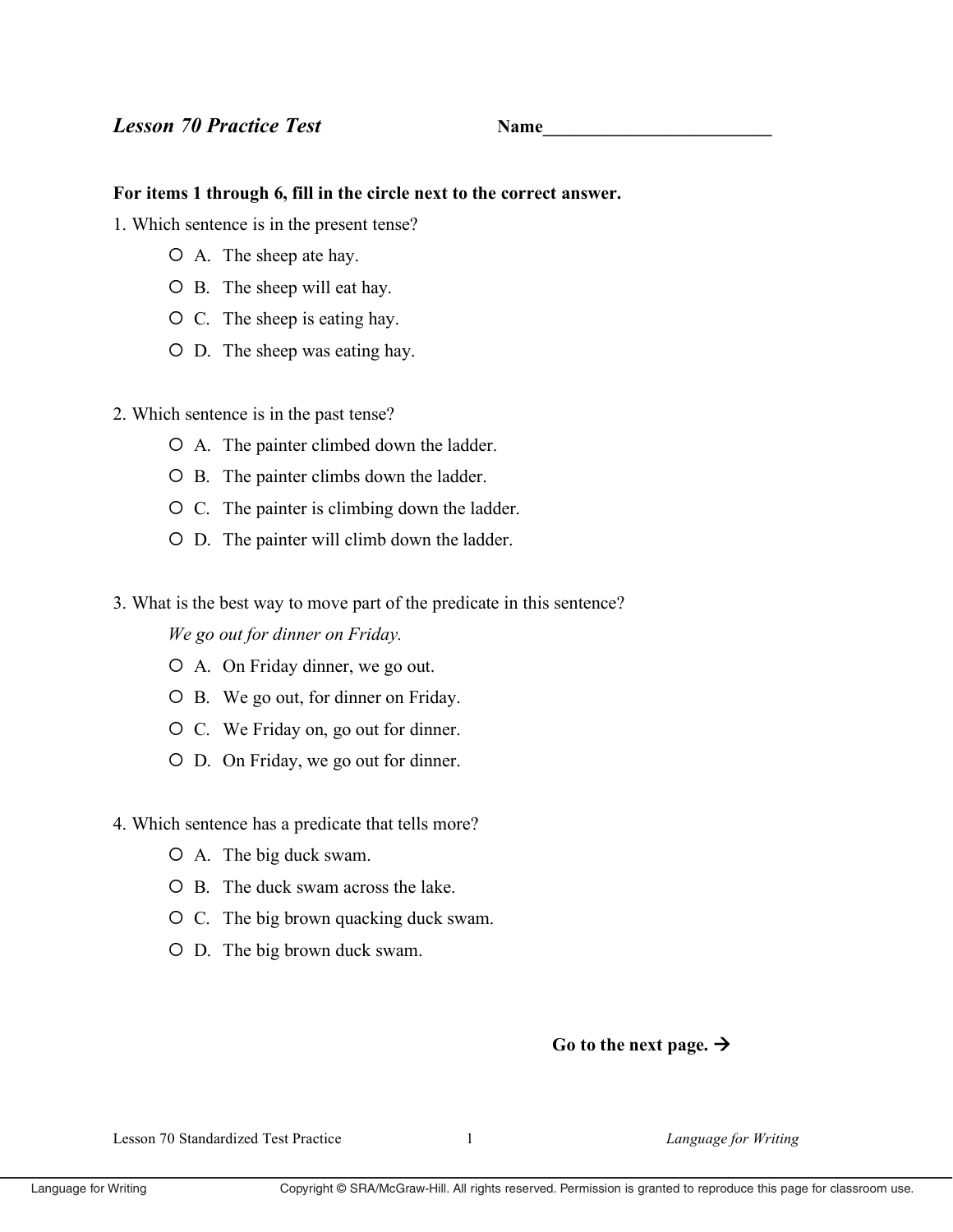## *Lesson 70 Practice Test* **Name_________________________**

**For items 1 through 6, fill in the circle next to the correct answer.**

1. Which sentence is in the present tense?

   - ○ A. The sheep ate hay.
   - ○ B. The sheep will eat hay.
   - ○ C. The sheep is eating hay.
   - ○ D. The sheep was eating hay.

2. Which sentence is in the past tense?

   - ○ A. The painter climbed down the ladder.
   - ○ B. The painter climbs down the ladder.
   - ○ C. The painter is climbing down the ladder.
   - ○ D. The painter will climb down the ladder.

3. What is the best way to move part of the predicate in this sentence?

   *We go out for dinner on Friday.*

   - ○ A. On Friday dinner, we go out.
   - ○ B. We go out, for dinner on Friday.
   - ○ C. We Friday on, go out for dinner.
   - ○ D. On Friday, we go out for dinner.

4. Which sentence has a predicate that tells more?

   - ○ A. The big duck swam.
   - ○ B. The duck swam across the lake.
   - ○ C. The big brown quacking duck swam.
   - ○ D. The big brown duck swam.

**Go to the next page. →**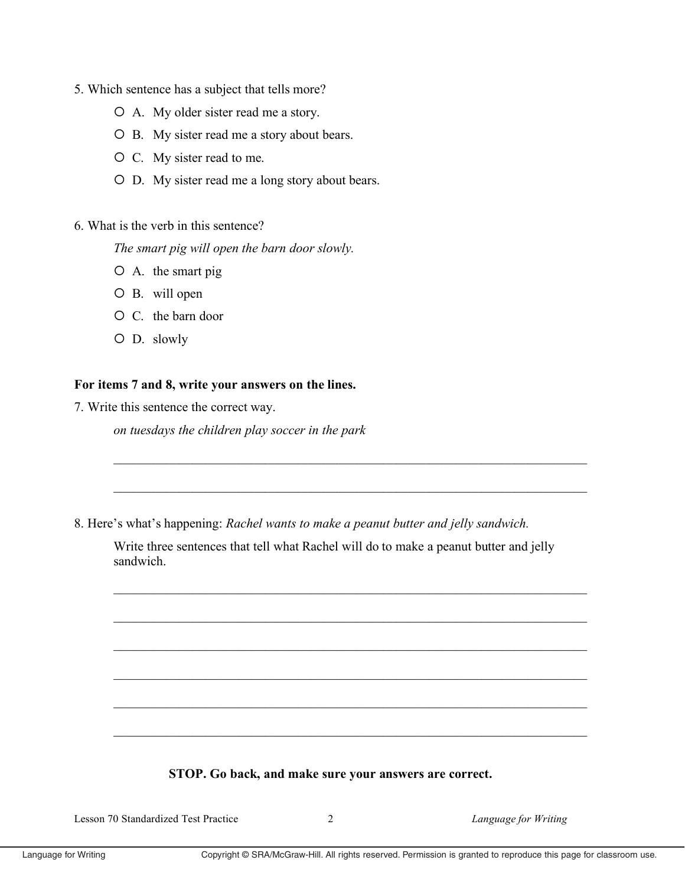5. Which sentence has a subject that tells more?

   - ○ A. My older sister read me a story.
   - ○ B. My sister read me a story about bears.
   - ○ C. My sister read to me.
   - ○ D. My sister read me a long story about bears.

6. What is the verb in this sentence?

   *The smart pig will open the barn door slowly.*

   - ○ A. the smart pig
   - ○ B. will open
   - ○ C. the barn door
   - ○ D. slowly

**For items 7 and 8, write your answers on the lines.**

7. Write this sentence the correct way.

   *on tuesdays the children play soccer in the park*

   ___________________________________________________________________________

   ___________________________________________________________________________

8. Here's what's happening: *Rachel wants to make a peanut butter and jelly sandwich.*

   Write three sentences that tell what Rachel will do to make a peanut butter and jelly sandwich.

   ___________________________________________________________________________

   ___________________________________________________________________________

   ___________________________________________________________________________

   ___________________________________________________________________________

   ___________________________________________________________________________

   ___________________________________________________________________________

**STOP. Go back, and make sure your answers are correct.**

Lesson 70 Standardized Test Practice

Copyright © SRA/McGraw-Hill. All rights reserved. Permission is granted to reproduce this page for classroom use.